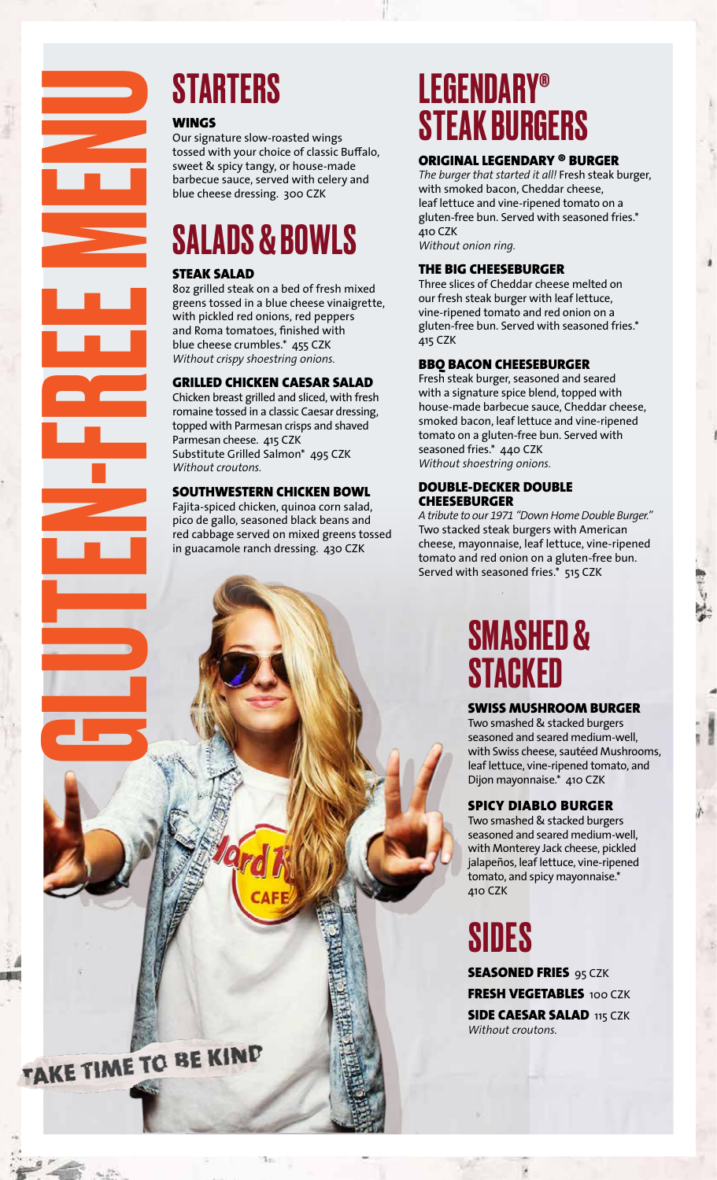# GLUTEN-FREE MENU

## STARTERS

### WINGS

Our signature slow-roasted wings tossed with your choice of classic Buffalo, sweet & spicy tangy, or house-made barbecue sauce, served with celery and blue cheese dressing. 300 CZK

## SALADS & BOWLS

### STEAK SALAD

8oz grilled steak on a bed of fresh mixed greens tossed in a blue cheese vinaigrette, with pickled red onions, red peppers and Roma tomatoes, finished with blue cheese crumbles.* 455 CZK
*Without crispy shoestring onions.*

### GRILLED CHICKEN CAESAR SALAD

Chicken breast grilled and sliced, with fresh romaine tossed in a classic Caesar dressing, topped with Parmesan crisps and shaved Parmesan cheese. 415 CZK
Substitute Grilled Salmon* 495 CZK
*Without croutons.*

### SOUTHWESTERN CHICKEN BOWL

Fajita-spiced chicken, quinoa corn salad, pico de gallo, seasoned black beans and red cabbage served on mixed greens tossed in guacamole ranch dressing. 430 CZK

TAKE TIME TO BE KIND

## LEGENDARY® STEAK BURGERS

### ORIGINAL LEGENDARY ® BURGER

*The burger that started it all!* Fresh steak burger, with smoked bacon, Cheddar cheese, leaf lettuce and vine-ripened tomato on a gluten-free bun. Served with seasoned fries.* 410 CZK
*Without onion ring.*

### THE BIG CHEESEBURGER

Three slices of Cheddar cheese melted on our fresh steak burger with leaf lettuce, vine-ripened tomato and red onion on a gluten-free bun. Served with seasoned fries.* 415 CZK

### BBQ BACON CHEESEBURGER

Fresh steak burger, seasoned and seared with a signature spice blend, topped with house-made barbecue sauce, Cheddar cheese, smoked bacon, leaf lettuce and vine-ripened tomato on a gluten-free bun. Served with seasoned fries.* 440 CZK
*Without shoestring onions.*

### DOUBLE-DECKER DOUBLE CHEESEBURGER

*A tribute to our 1971 "Down Home Double Burger."* Two stacked steak burgers with American cheese, mayonnaise, leaf lettuce, vine-ripened tomato and red onion on a gluten-free bun. Served with seasoned fries.* 515 CZK

## SMASHED & STACKED

### SWISS MUSHROOM BURGER

Two smashed & stacked burgers seasoned and seared medium-well, with Swiss cheese, sautéed Mushrooms, leaf lettuce, vine-ripened tomato, and Dijon mayonnaise.* 410 CZK

### SPICY DIABLO BURGER

Two smashed & stacked burgers seasoned and seared medium-well, with Monterey Jack cheese, pickled jalapeños, leaf lettuce, vine-ripened tomato, and spicy mayonnaise.* 410 CZK

## SIDES

**SEASONED FRIES** 95 CZK

**FRESH VEGETABLES** 100 CZK

**SIDE CAESAR SALAD** 115 CZK
*Without croutons.*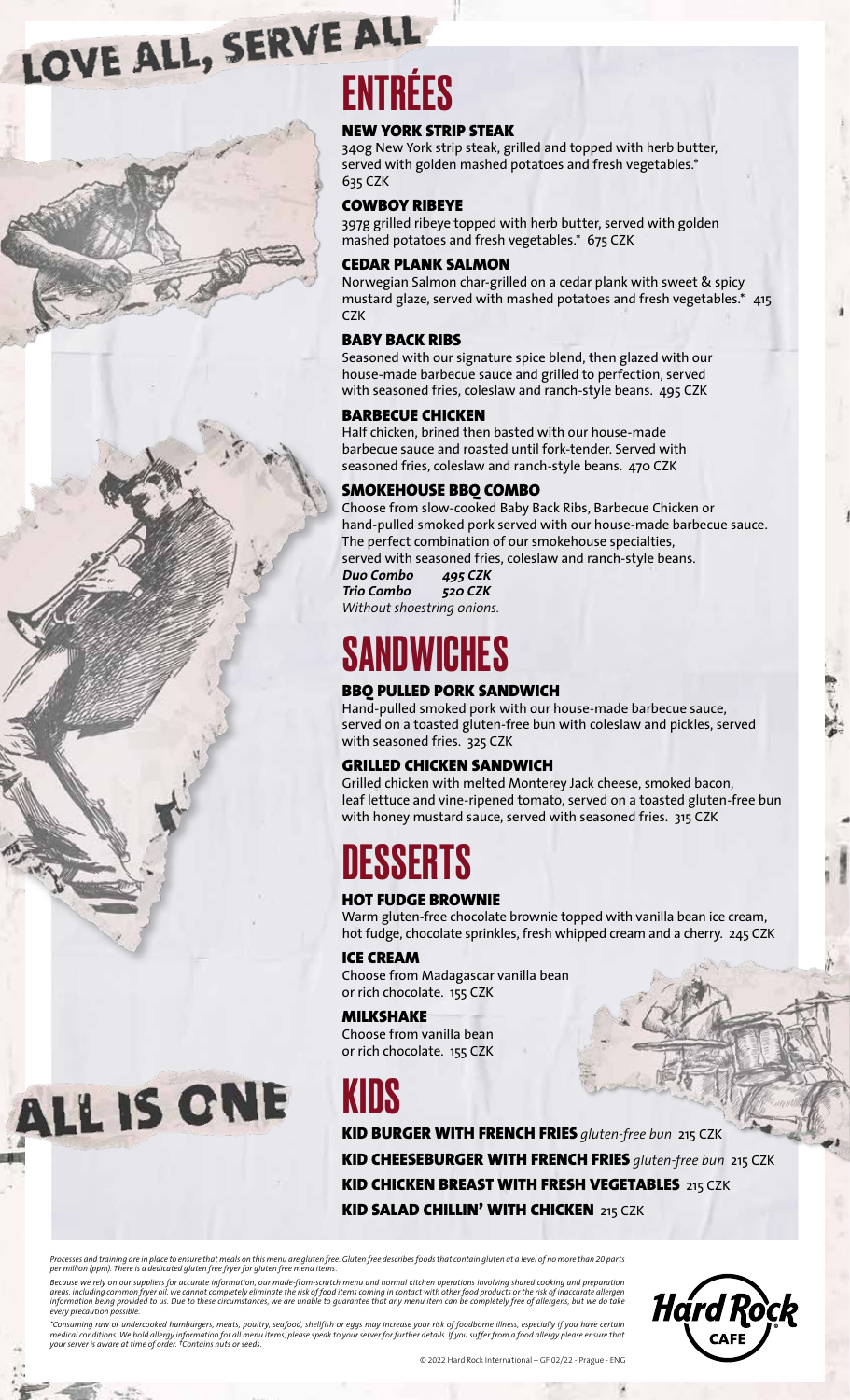LOVE ALL, SERVE ALL

# ENTRÉES

### NEW YORK STRIP STEAK
340g New York strip steak, grilled and topped with herb butter, served with golden mashed potatoes and fresh vegetables.* 635 CZK

### COWBOY RIBEYE
397g grilled ribeye topped with herb butter, served with golden mashed potatoes and fresh vegetables.* 675 CZK

### CEDAR PLANK SALMON
Norwegian Salmon char-grilled on a cedar plank with sweet & spicy mustard glaze, served with mashed potatoes and fresh vegetables.* 415 CZK

### BABY BACK RIBS
Seasoned with our signature spice blend, then glazed with our house-made barbecue sauce and grilled to perfection, served with seasoned fries, coleslaw and ranch-style beans. 495 CZK

### BARBECUE CHICKEN
Half chicken, brined then basted with our house-made barbecue sauce and roasted until fork-tender. Served with seasoned fries, coleslaw and ranch-style beans. 470 CZK

### SMOKEHOUSE BBQ COMBO
Choose from slow-cooked Baby Back Ribs, Barbecue Chicken or hand-pulled smoked pork served with our house-made barbecue sauce. The perfect combination of our smokehouse specialties, served with seasoned fries, coleslaw and ranch-style beans.

***Duo Combo*** ***495 CZK***
***Trio Combo*** ***520 CZK***
*Without shoestring onions.*

# SANDWICHES

### BBQ PULLED PORK SANDWICH
Hand-pulled smoked pork with our house-made barbecue sauce, served on a toasted gluten-free bun with coleslaw and pickles, served with seasoned fries. 325 CZK

### GRILLED CHICKEN SANDWICH
Grilled chicken with melted Monterey Jack cheese, smoked bacon, leaf lettuce and vine-ripened tomato, served on a toasted gluten-free bun with honey mustard sauce, served with seasoned fries. 315 CZK

# DESSERTS

### HOT FUDGE BROWNIE
Warm gluten-free chocolate brownie topped with vanilla bean ice cream, hot fudge, chocolate sprinkles, fresh whipped cream and a cherry. 245 CZK

### ICE CREAM
Choose from Madagascar vanilla bean or rich chocolate. 155 CZK

### MILKSHAKE
Choose from vanilla bean or rich chocolate. 155 CZK

ALL IS ONE

# KIDS

**KID BURGER WITH FRENCH FRIES** *gluten-free bun* 215 CZK

**KID CHEESEBURGER WITH FRENCH FRIES** *gluten-free bun* 215 CZK

**KID CHICKEN BREAST WITH FRESH VEGETABLES** 215 CZK

**KID SALAD CHILLIN' WITH CHICKEN** 215 CZK

*Processes and training are in place to ensure that meals on this menu are gluten free. Gluten free describes foods that contain gluten at a level of no more than 20 parts per million (ppm). There is a dedicated gluten free fryer for gluten free menu items.*

*Because we rely on our suppliers for accurate information, our made-from-scratch menu and normal kitchen operations involving shared cooking and preparation areas, including common fryer oil, we cannot completely eliminate the risk of food items coming in contact with other food products or the risk of inaccurate allergen information being provided to us. Due to these circumstances, we are unable to guarantee that any menu item can be completely free of allergens, but we do take every precaution possible.*

*\*Consuming raw or undercooked hamburgers, meats, poultry, seafood, shellfish or eggs may increase your risk of foodborne illness, especially if you have certain medical conditions. We hold allergy information for all menu items, please speak to your server for further details. If you suffer from a food allergy please ensure that your server is aware at time of order. †Contains nuts or seeds.*

Hard Rock CAFE

© 2022 Hard Rock International – GF 02/22 - Prague - ENG